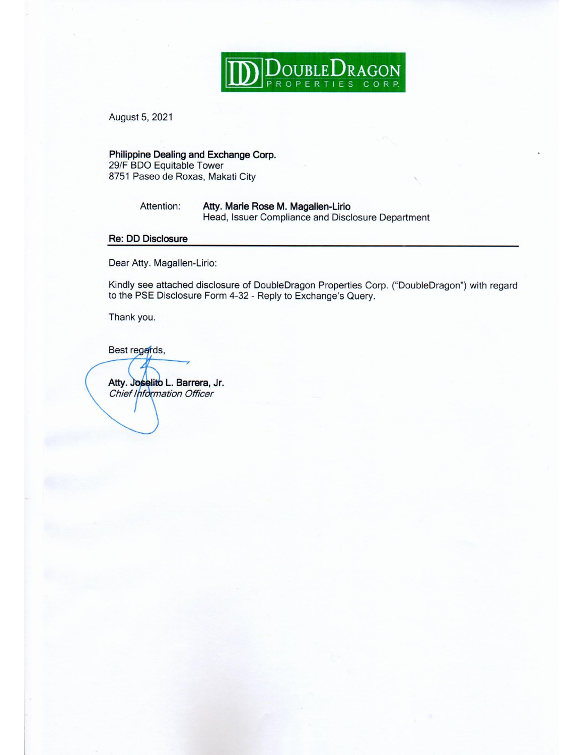**DoubleDragon Properties Corp.**

August 5, 2021

**Philippine Dealing and Exchange Corp.**
29/F BDO Equitable Tower
8751 Paseo de Roxas, Makati City

Attention: **Atty. Marie Rose M. Magallen-Lirio**
Head, Issuer Compliance and Disclosure Department

**Re: DD Disclosure**

Dear Atty. Magallen-Lirio:

Kindly see attached disclosure of DoubleDragon Properties Corp. ("DoubleDragon") with regard to the PSE Disclosure Form 4-32 - Reply to Exchange's Query.

Thank you.

Best regards,

**Atty. Joselito L. Barrera, Jr.**
*Chief Information Officer*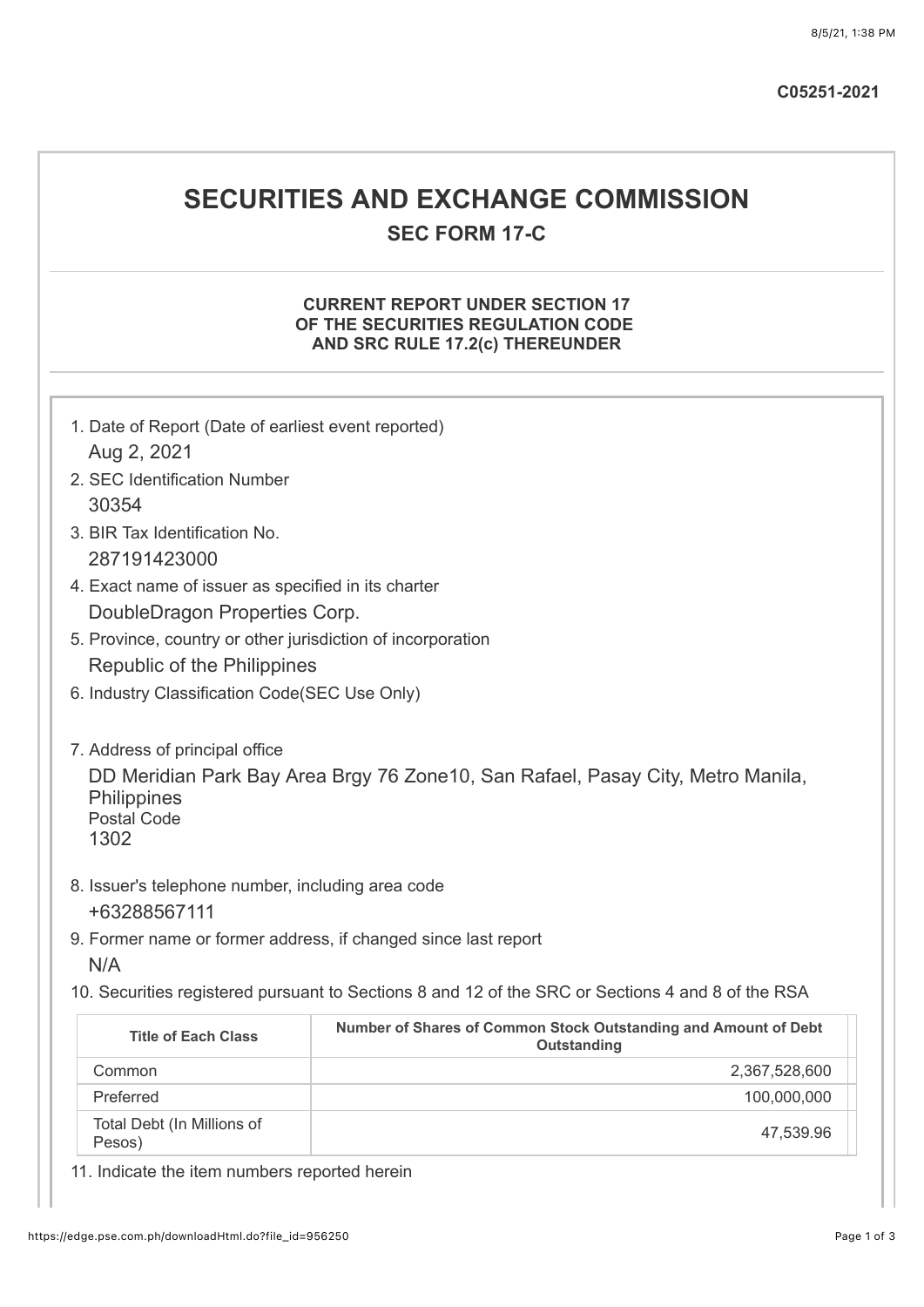**C05251-2021**

# SECURITIES AND EXCHANGE COMMISSION

## SEC FORM 17-C

### CURRENT REPORT UNDER SECTION 17 OF THE SECURITIES REGULATION CODE AND SRC RULE 17.2(c) THEREUNDER

1. Date of Report (Date of earliest event reported)
   Aug 2, 2021
2. SEC Identification Number
   30354
3. BIR Tax Identification No.
   287191423000
4. Exact name of issuer as specified in its charter
   DoubleDragon Properties Corp.
5. Province, country or other jurisdiction of incorporation
   Republic of the Philippines
6. Industry Classification Code(SEC Use Only)

7. Address of principal office
   DD Meridian Park Bay Area Brgy 76 Zone10, San Rafael, Pasay City, Metro Manila, Philippines
   Postal Code
   1302
8. Issuer's telephone number, including area code
   +63288567111
9. Former name or former address, if changed since last report
   N/A
10. Securities registered pursuant to Sections 8 and 12 of the SRC or Sections 4 and 8 of the RSA

| Title of Each Class | Number of Shares of Common Stock Outstanding and Amount of Debt Outstanding |
|---|---|
| Common | 2,367,528,600 |
| Preferred | 100,000,000 |
| Total Debt (In Millions of Pesos) | 47,539.96 |

11. Indicate the item numbers reported herein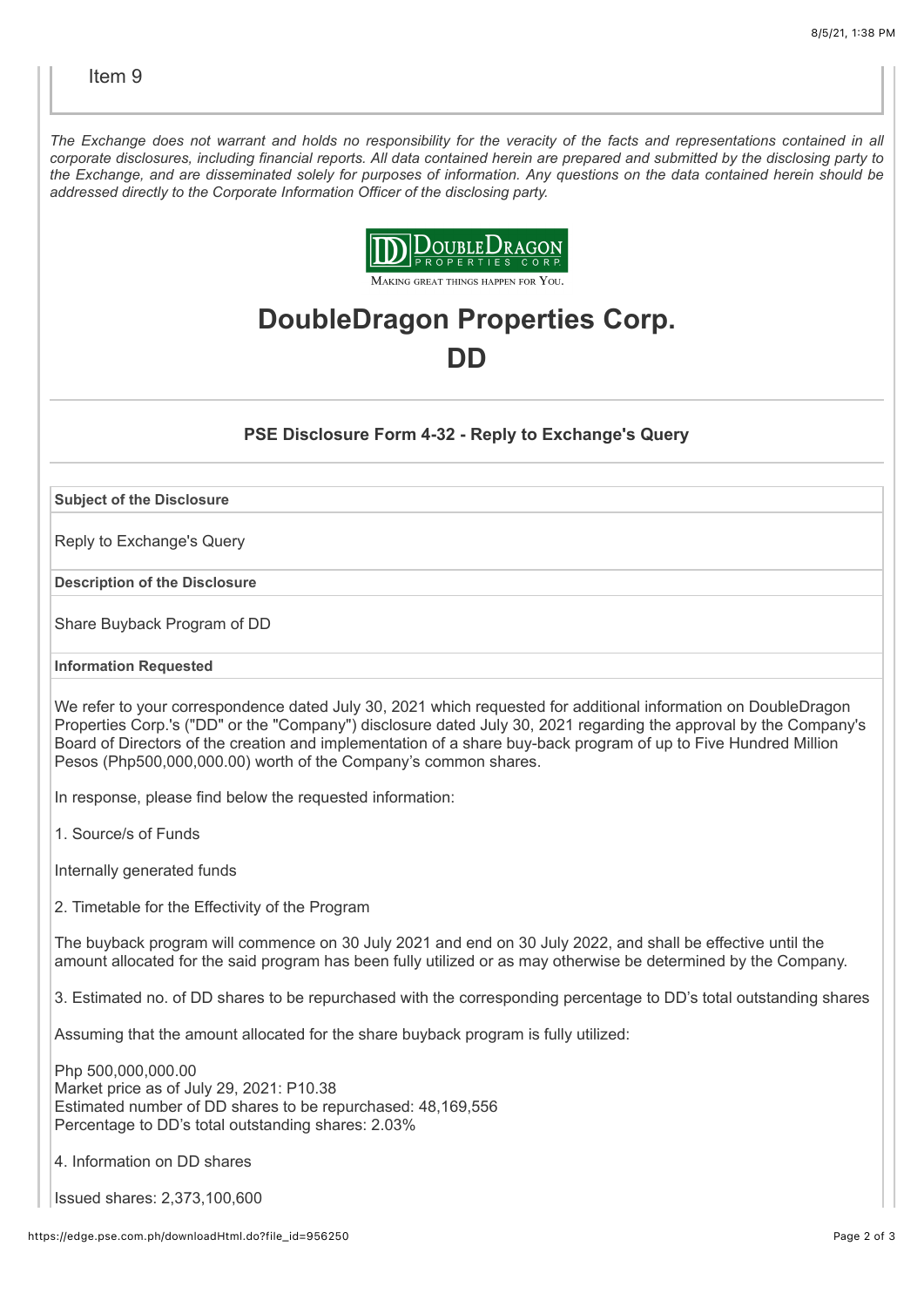Item 9

*The Exchange does not warrant and holds no responsibility for the veracity of the facts and representations contained in all corporate disclosures, including financial reports. All data contained herein are prepared and submitted by the disclosing party to the Exchange, and are disseminated solely for purposes of information. Any questions on the data contained herein should be addressed directly to the Corporate Information Officer of the disclosing party.*

DoubleDragon Properties Corp.
Making great things happen for You.

# DoubleDragon Properties Corp.

# DD

### PSE Disclosure Form 4-32 - Reply to Exchange's Query

**Subject of the Disclosure**

Reply to Exchange's Query

**Description of the Disclosure**

Share Buyback Program of DD

**Information Requested**

We refer to your correspondence dated July 30, 2021 which requested for additional information on DoubleDragon Properties Corp.'s ("DD" or the "Company") disclosure dated July 30, 2021 regarding the approval by the Company's Board of Directors of the creation and implementation of a share buy-back program of up to Five Hundred Million Pesos (Php500,000,000.00) worth of the Company's common shares.

In response, please find below the requested information:

1. Source/s of Funds

Internally generated funds

2. Timetable for the Effectivity of the Program

The buyback program will commence on 30 July 2021 and end on 30 July 2022, and shall be effective until the amount allocated for the said program has been fully utilized or as may otherwise be determined by the Company.

3. Estimated no. of DD shares to be repurchased with the corresponding percentage to DD's total outstanding shares

Assuming that the amount allocated for the share buyback program is fully utilized:

Php 500,000,000.00
Market price as of July 29, 2021: P10.38
Estimated number of DD shares to be repurchased: 48,169,556
Percentage to DD's total outstanding shares: 2.03%

4. Information on DD shares

Issued shares: 2,373,100,600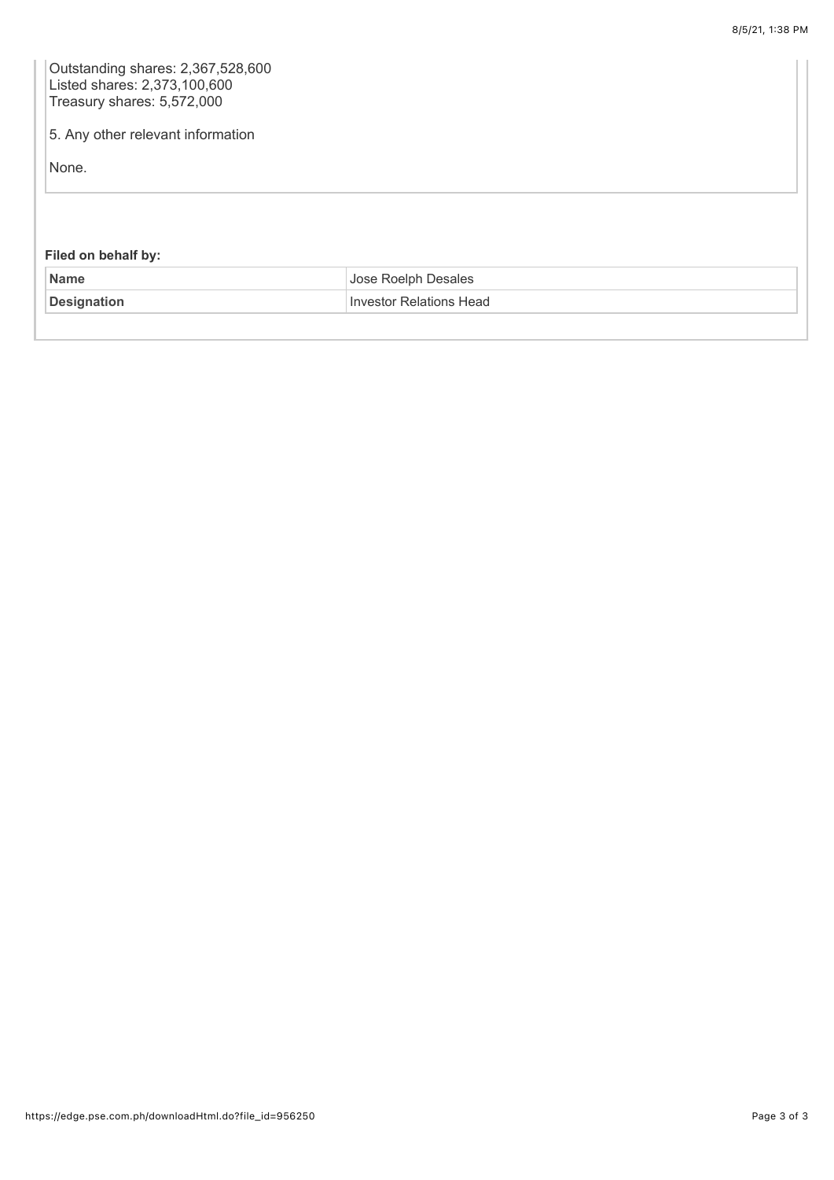Outstanding shares: 2,367,528,600
Listed shares: 2,373,100,600
Treasury shares: 5,572,000

5. Any other relevant information

None.

**Filed on behalf by:**

| | |
|---|---|
| **Name** | Jose Roelph Desales |
| **Designation** | Investor Relations Head |